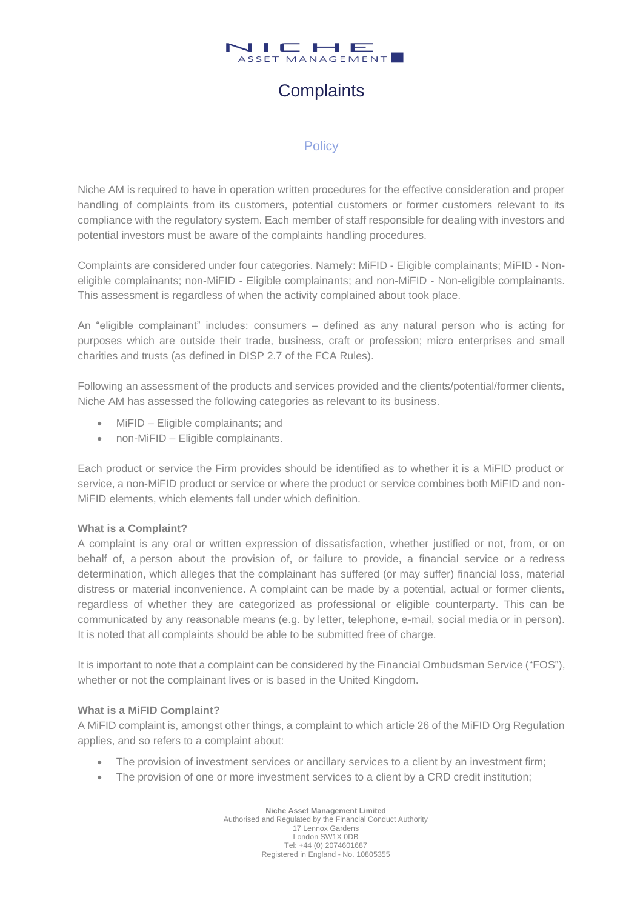# Complaints

## Policy

Niche AM is required to have in operation written procedures for the effective consideration and proper handling of complaints from its customers, potential customers or former customers relevant to its compliance with the regulatory system. Each member of staff responsible for dealing with investors and potential investors must be aware of the complaints handling procedures.

Complaints are considered under four categories. Namely: MiFID - Eligible complainants; MiFID - Non-eligible complainants; non-MiFID - Eligible complainants; and non-MiFID - Non-eligible complainants. This assessment is regardless of when the activity complained about took place.

An "eligible complainant" includes: consumers – defined as any natural person who is acting for purposes which are outside their trade, business, craft or profession; micro enterprises and small charities and trusts (as defined in DISP 2.7 of the FCA Rules).

Following an assessment of the products and services provided and the clients/potential/former clients, Niche AM has assessed the following categories as relevant to its business.

- MiFID – Eligible complainants; and
- non-MiFID – Eligible complainants.

Each product or service the Firm provides should be identified as to whether it is a MiFID product or service, a non-MiFID product or service or where the product or service combines both MiFID and non-MiFID elements, which elements fall under which definition.

**What is a Complaint?**

A complaint is any oral or written expression of dissatisfaction, whether justified or not, from, or on behalf of, a person about the provision of, or failure to provide, a financial service or a redress determination, which alleges that the complainant has suffered (or may suffer) financial loss, material distress or material inconvenience. A complaint can be made by a potential, actual or former clients, regardless of whether they are categorized as professional or eligible counterparty. This can be communicated by any reasonable means (e.g. by letter, telephone, e-mail, social media or in person). It is noted that all complaints should be able to be submitted free of charge.

It is important to note that a complaint can be considered by the Financial Ombudsman Service ("FOS"), whether or not the complainant lives or is based in the United Kingdom.

**What is a MiFID Complaint?**

A MiFID complaint is, amongst other things, a complaint to which article 26 of the MiFID Org Regulation applies, and so refers to a complaint about:

- The provision of investment services or ancillary services to a client by an investment firm;
- The provision of one or more investment services to a client by a CRD credit institution;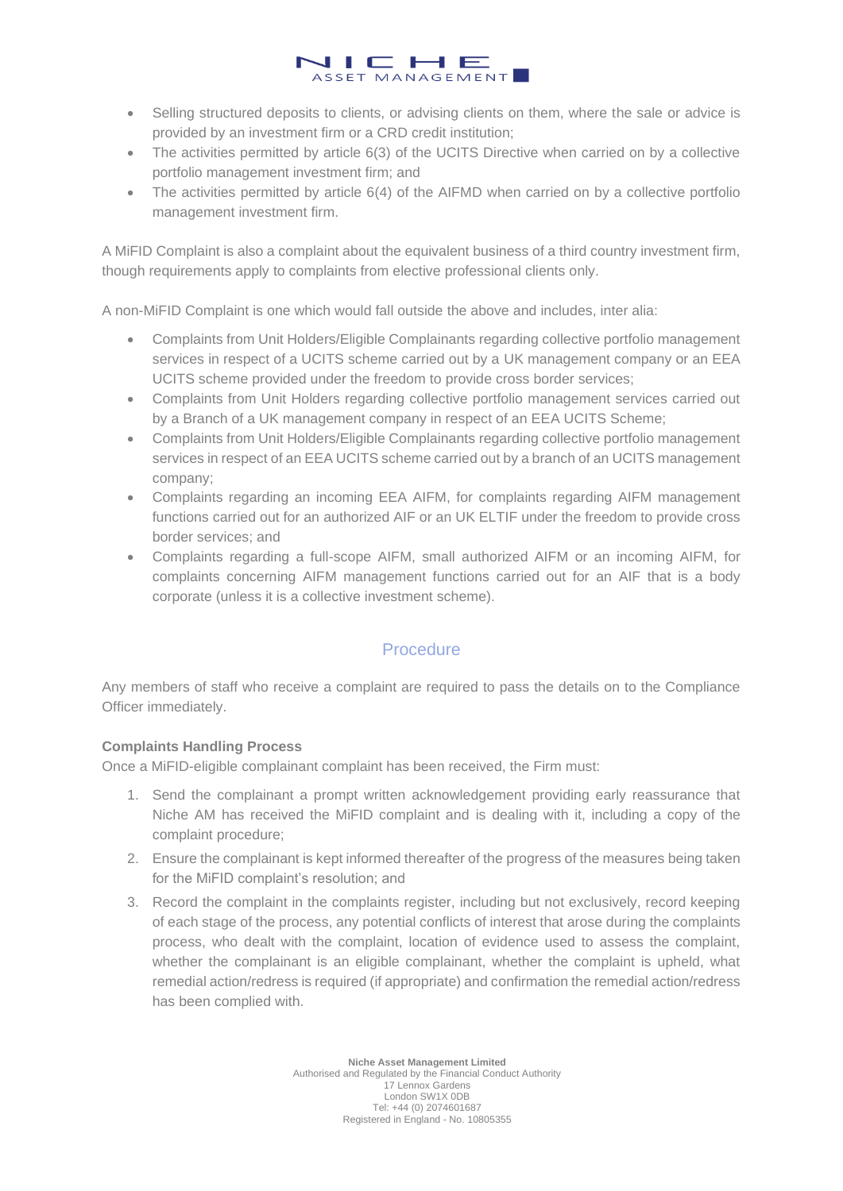- Selling structured deposits to clients, or advising clients on them, where the sale or advice is provided by an investment firm or a CRD credit institution;
- The activities permitted by article 6(3) of the UCITS Directive when carried on by a collective portfolio management investment firm; and
- The activities permitted by article 6(4) of the AIFMD when carried on by a collective portfolio management investment firm.

A MiFID Complaint is also a complaint about the equivalent business of a third country investment firm, though requirements apply to complaints from elective professional clients only.

A non-MiFID Complaint is one which would fall outside the above and includes, inter alia:

- Complaints from Unit Holders/Eligible Complainants regarding collective portfolio management services in respect of a UCITS scheme carried out by a UK management company or an EEA UCITS scheme provided under the freedom to provide cross border services;
- Complaints from Unit Holders regarding collective portfolio management services carried out by a Branch of a UK management company in respect of an EEA UCITS Scheme;
- Complaints from Unit Holders/Eligible Complainants regarding collective portfolio management services in respect of an EEA UCITS scheme carried out by a branch of an UCITS management company;
- Complaints regarding an incoming EEA AIFM, for complaints regarding AIFM management functions carried out for an authorized AIF or an UK ELTIF under the freedom to provide cross border services; and
- Complaints regarding a full-scope AIFM, small authorized AIFM or an incoming AIFM, for complaints concerning AIFM management functions carried out for an AIF that is a body corporate (unless it is a collective investment scheme).

## Procedure

Any members of staff who receive a complaint are required to pass the details on to the Compliance Officer immediately.

**Complaints Handling Process**

Once a MiFID-eligible complainant complaint has been received, the Firm must:

1. Send the complainant a prompt written acknowledgement providing early reassurance that Niche AM has received the MiFID complaint and is dealing with it, including a copy of the complaint procedure;
2. Ensure the complainant is kept informed thereafter of the progress of the measures being taken for the MiFID complaint's resolution; and
3. Record the complaint in the complaints register, including but not exclusively, record keeping of each stage of the process, any potential conflicts of interest that arose during the complaints process, who dealt with the complaint, location of evidence used to assess the complaint, whether the complainant is an eligible complainant, whether the complaint is upheld, what remedial action/redress is required (if appropriate) and confirmation the remedial action/redress has been complied with.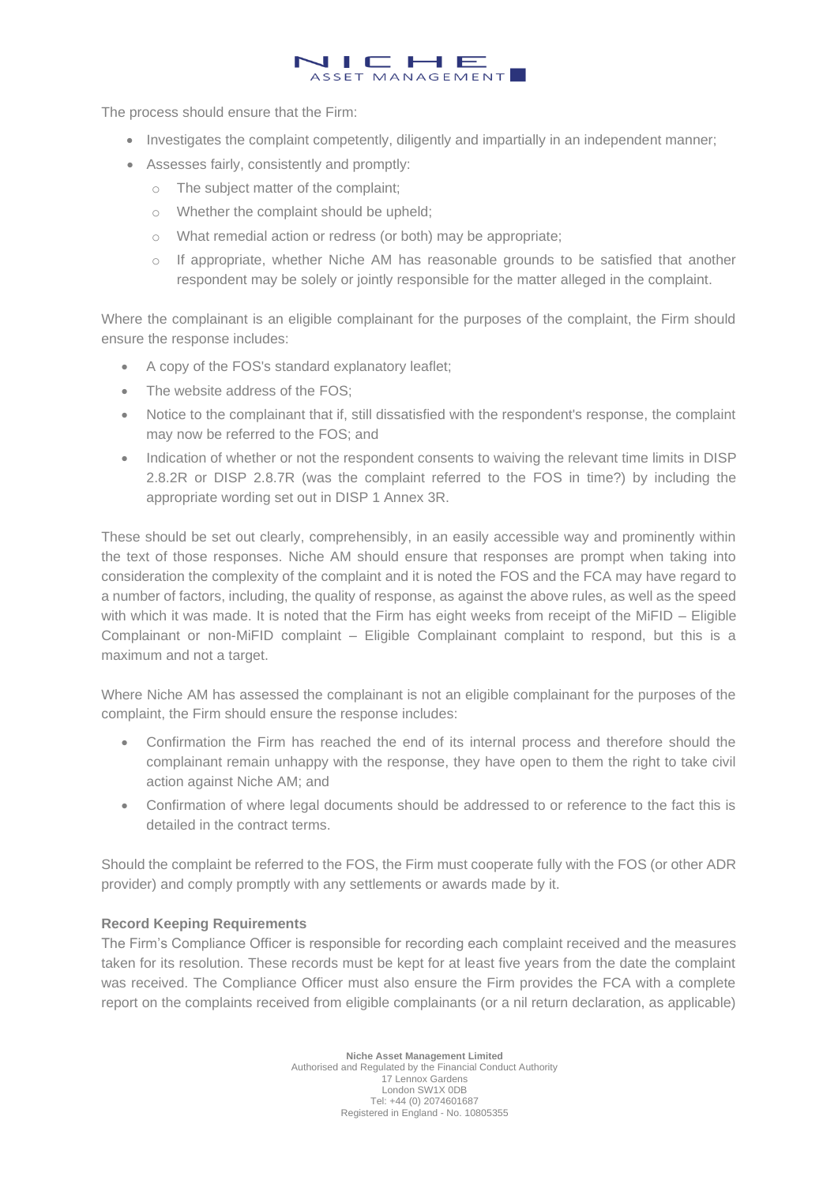The process should ensure that the Firm:

- Investigates the complaint competently, diligently and impartially in an independent manner;
- Assesses fairly, consistently and promptly:
  - The subject matter of the complaint;
  - Whether the complaint should be upheld;
  - What remedial action or redress (or both) may be appropriate;
  - If appropriate, whether Niche AM has reasonable grounds to be satisfied that another respondent may be solely or jointly responsible for the matter alleged in the complaint.

Where the complainant is an eligible complainant for the purposes of the complaint, the Firm should ensure the response includes:

- A copy of the FOS's standard explanatory leaflet;
- The website address of the FOS;
- Notice to the complainant that if, still dissatisfied with the respondent's response, the complaint may now be referred to the FOS; and
- Indication of whether or not the respondent consents to waiving the relevant time limits in DISP 2.8.2R or DISP 2.8.7R (was the complaint referred to the FOS in time?) by including the appropriate wording set out in DISP 1 Annex 3R.

These should be set out clearly, comprehensibly, in an easily accessible way and prominently within the text of those responses. Niche AM should ensure that responses are prompt when taking into consideration the complexity of the complaint and it is noted the FOS and the FCA may have regard to a number of factors, including, the quality of response, as against the above rules, as well as the speed with which it was made. It is noted that the Firm has eight weeks from receipt of the MiFID – Eligible Complainant or non-MiFID complaint – Eligible Complainant complaint to respond, but this is a maximum and not a target.

Where Niche AM has assessed the complainant is not an eligible complainant for the purposes of the complaint, the Firm should ensure the response includes:

- Confirmation the Firm has reached the end of its internal process and therefore should the complainant remain unhappy with the response, they have open to them the right to take civil action against Niche AM; and
- Confirmation of where legal documents should be addressed to or reference to the fact this is detailed in the contract terms.

Should the complaint be referred to the FOS, the Firm must cooperate fully with the FOS (or other ADR provider) and comply promptly with any settlements or awards made by it.

**Record Keeping Requirements**

The Firm's Compliance Officer is responsible for recording each complaint received and the measures taken for its resolution. These records must be kept for at least five years from the date the complaint was received. The Compliance Officer must also ensure the Firm provides the FCA with a complete report on the complaints received from eligible complainants (or a nil return declaration, as applicable)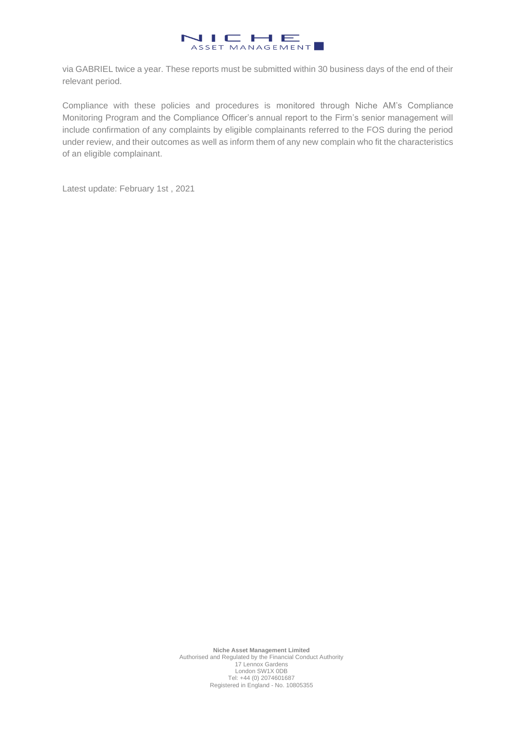via GABRIEL twice a year. These reports must be submitted within 30 business days of the end of their relevant period.

Compliance with these policies and procedures is monitored through Niche AM's Compliance Monitoring Program and the Compliance Officer's annual report to the Firm's senior management will include confirmation of any complaints by eligible complainants referred to the FOS during the period under review, and their outcomes as well as inform them of any new complain who fit the characteristics of an eligible complainant.

Latest update: February 1st , 2021